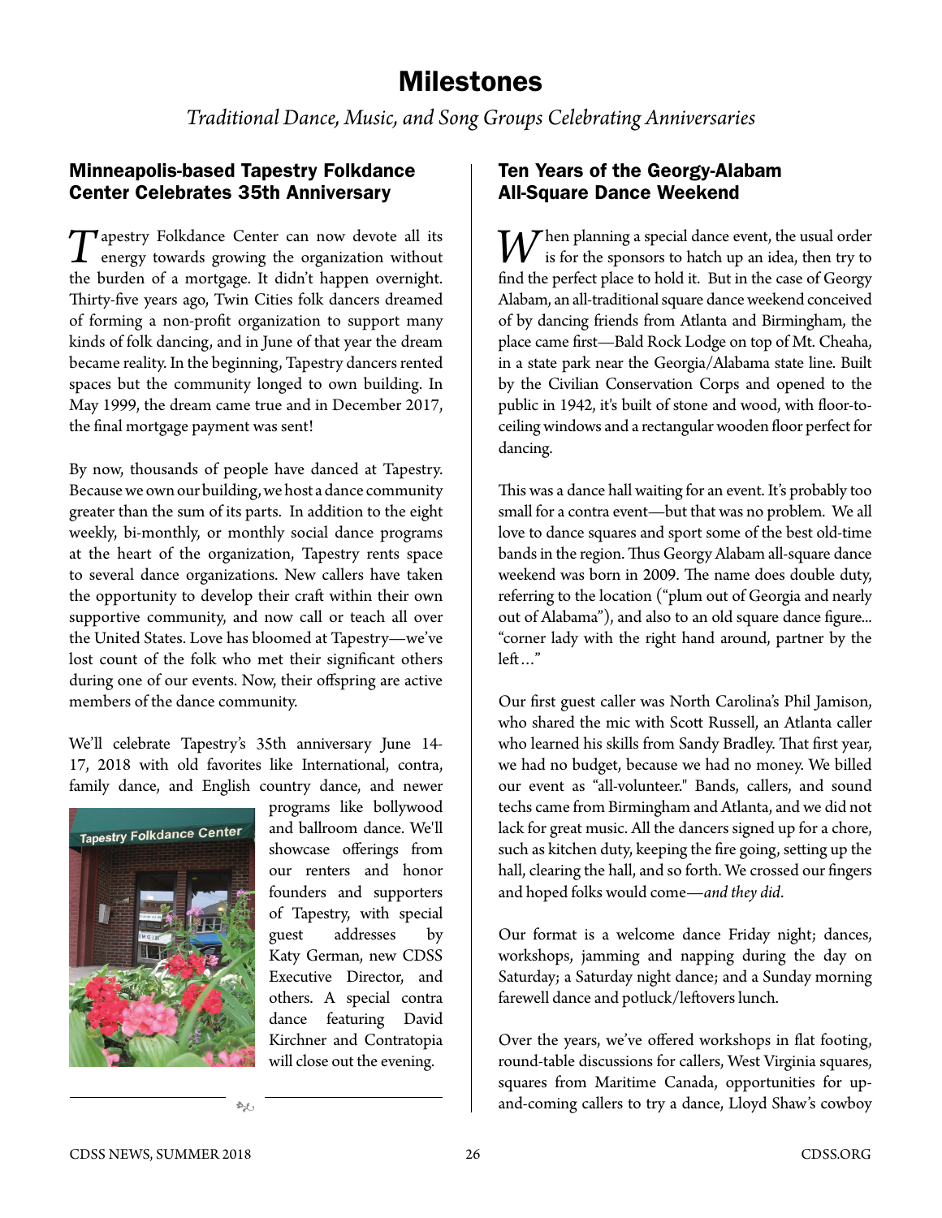# Milestones

*Traditional Dance, Music, and Song Groups Celebrating Anniversaries*

## Minneapolis-based Tapestry Folkdance Center Celebrates 35th Anniversary

Tapestry Folkdance Center can now devote all its energy towards growing the organization without the burden of a mortgage. It didn't happen overnight. Thirty-five years ago, Twin Cities folk dancers dreamed of forming a non-profit organization to support many kinds of folk dancing, and in June of that year the dream became reality. In the beginning, Tapestry dancers rented spaces but the community longed to own building. In May 1999, the dream came true and in December 2017, the final mortgage payment was sent!

By now, thousands of people have danced at Tapestry. Because we own our building, we host a dance community greater than the sum of its parts. In addition to the eight weekly, bi-monthly, or monthly social dance programs at the heart of the organization, Tapestry rents space to several dance organizations. New callers have taken the opportunity to develop their craft within their own supportive community, and now call or teach all over the United States. Love has bloomed at Tapestry—we've lost count of the folk who met their significant others during one of our events. Now, their offspring are active members of the dance community.

We'll celebrate Tapestry's 35th anniversary June 14-17, 2018 with old favorites like International, contra, family dance, and English country dance, and newer programs like bollywood and ballroom dance. We'll showcase offerings from our renters and honor founders and supporters of Tapestry, with special guest addresses by Katy German, new CDSS Executive Director, and others. A special contra dance featuring David Kirchner and Contratopia will close out the evening.

## Ten Years of the Georgy-Alabam All-Square Dance Weekend

When planning a special dance event, the usual order is for the sponsors to hatch up an idea, then try to find the perfect place to hold it. But in the case of Georgy Alabam, an all-traditional square dance weekend conceived of by dancing friends from Atlanta and Birmingham, the place came first—Bald Rock Lodge on top of Mt. Cheaha, in a state park near the Georgia/Alabama state line. Built by the Civilian Conservation Corps and opened to the public in 1942, it's built of stone and wood, with floor-to-ceiling windows and a rectangular wooden floor perfect for dancing.

This was a dance hall waiting for an event. It's probably too small for a contra event—but that was no problem. We all love to dance squares and sport some of the best old-time bands in the region. Thus Georgy Alabam all-square dance weekend was born in 2009. The name does double duty, referring to the location ("plum out of Georgia and nearly out of Alabama"), and also to an old square dance figure... "corner lady with the right hand around, partner by the left…"

Our first guest caller was North Carolina's Phil Jamison, who shared the mic with Scott Russell, an Atlanta caller who learned his skills from Sandy Bradley. That first year, we had no budget, because we had no money. We billed our event as "all-volunteer." Bands, callers, and sound techs came from Birmingham and Atlanta, and we did not lack for great music. All the dancers signed up for a chore, such as kitchen duty, keeping the fire going, setting up the hall, clearing the hall, and so forth. We crossed our fingers and hoped folks would come—*and they did*.

Our format is a welcome dance Friday night; dances, workshops, jamming and napping during the day on Saturday; a Saturday night dance; and a Sunday morning farewell dance and potluck/leftovers lunch.

Over the years, we've offered workshops in flat footing, round-table discussions for callers, West Virginia squares, squares from Maritime Canada, opportunities for up-and-coming callers to try a dance, Lloyd Shaw's cowboy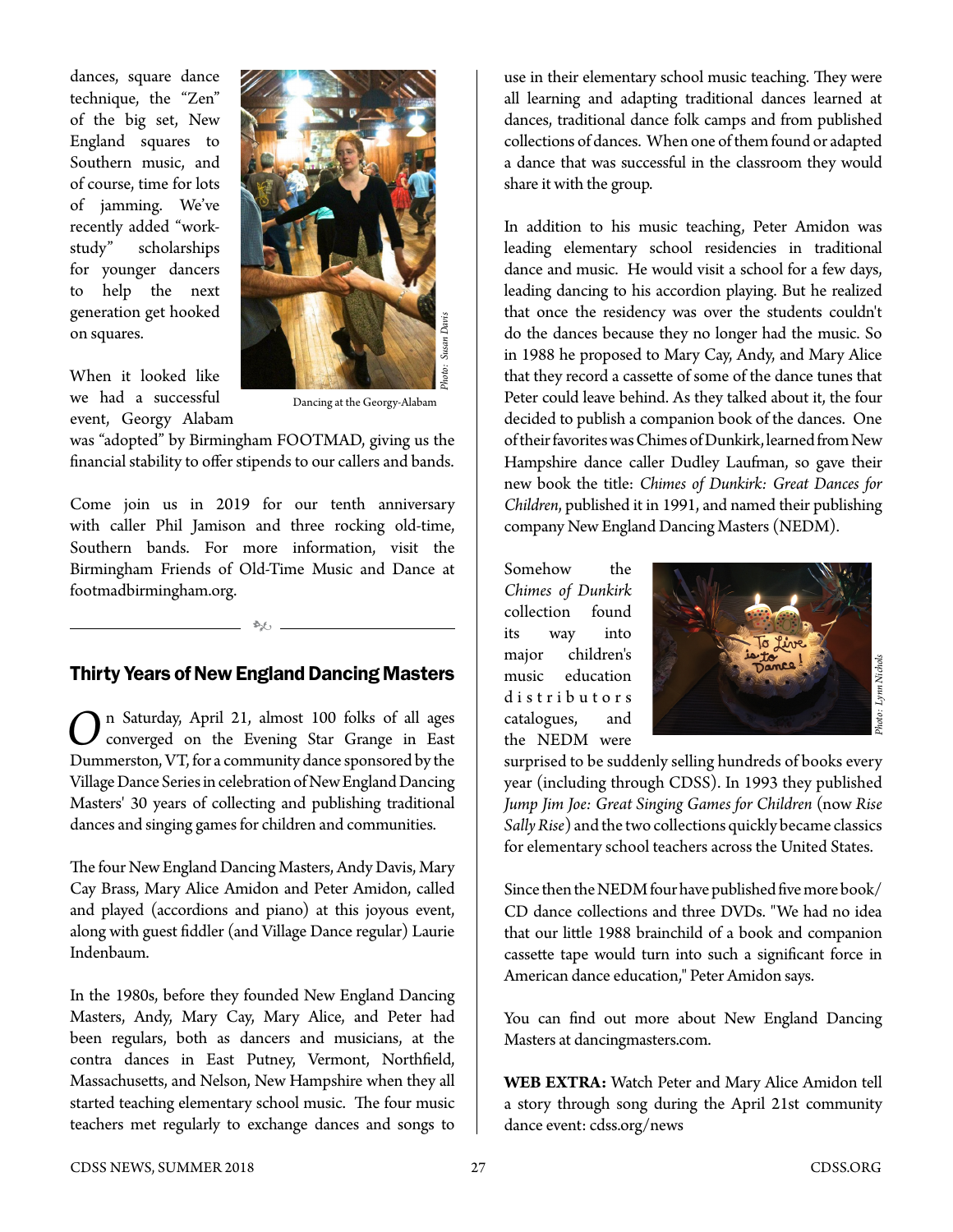dances, square dance technique, the "Zen" of the big set, New England squares to Southern music, and of course, time for lots of jamming. We've recently added "work-study" scholarships for younger dancers to help the next generation get hooked on squares.

When it looked like we had a successful event, Georgy Alabam was "adopted" by Birmingham FOOTMAD, giving us the financial stability to offer stipends to our callers and bands.

Dancing at the Georgy-Alabam

Photo: Susan Davis

Come join us in 2019 for our tenth anniversary with caller Phil Jamison and three rocking old-time, Southern bands. For more information, visit the Birmingham Friends of Old-Time Music and Dance at footmadbirmingham.org.

---

## Thirty Years of New England Dancing Masters

On Saturday, April 21, almost 100 folks of all ages converged on the Evening Star Grange in East Dummerston, VT, for a community dance sponsored by the Village Dance Series in celebration of New England Dancing Masters' 30 years of collecting and publishing traditional dances and singing games for children and communities.

The four New England Dancing Masters, Andy Davis, Mary Cay Brass, Mary Alice Amidon and Peter Amidon, called and played (accordions and piano) at this joyous event, along with guest fiddler (and Village Dance regular) Laurie Indenbaum.

In the 1980s, before they founded New England Dancing Masters, Andy, Mary Cay, Mary Alice, and Peter had been regulars, both as dancers and musicians, at the contra dances in East Putney, Vermont, Northfield, Massachusetts, and Nelson, New Hampshire when they all started teaching elementary school music. The four music teachers met regularly to exchange dances and songs to use in their elementary school music teaching. They were all learning and adapting traditional dances learned at dances, traditional dance folk camps and from published collections of dances. When one of them found or adapted a dance that was successful in the classroom they would share it with the group.

In addition to his music teaching, Peter Amidon was leading elementary school residencies in traditional dance and music. He would visit a school for a few days, leading dancing to his accordion playing. But he realized that once the residency was over the students couldn't do the dances because they no longer had the music. So in 1988 he proposed to Mary Cay, Andy, and Mary Alice that they record a cassette of some of the dance tunes that Peter could leave behind. As they talked about it, the four decided to publish a companion book of the dances. One of their favorites was Chimes of Dunkirk, learned from New Hampshire dance caller Dudley Laufman, so gave their new book the title: *Chimes of Dunkirk: Great Dances for Children*, published it in 1991, and named their publishing company New England Dancing Masters (NEDM).

Somehow the *Chimes of Dunkirk* collection found its way into major children's music education distributors catalogues, and the NEDM were surprised to be suddenly selling hundreds of books every year (including through CDSS). In 1993 they published *Jump Jim Joe: Great Singing Games for Children* (now *Rise Sally Rise*) and the two collections quickly became classics for elementary school teachers across the United States.

Photo: Lynn Nichols

Since then the NEDM four have published five more book/CD dance collections and three DVDs. "We had no idea that our little 1988 brainchild of a book and companion cassette tape would turn into such a significant force in American dance education," Peter Amidon says.

You can find out more about New England Dancing Masters at dancingmasters.com.

**WEB EXTRA:** Watch Peter and Mary Alice Amidon tell a story through song during the April 21st community dance event: cdss.org/news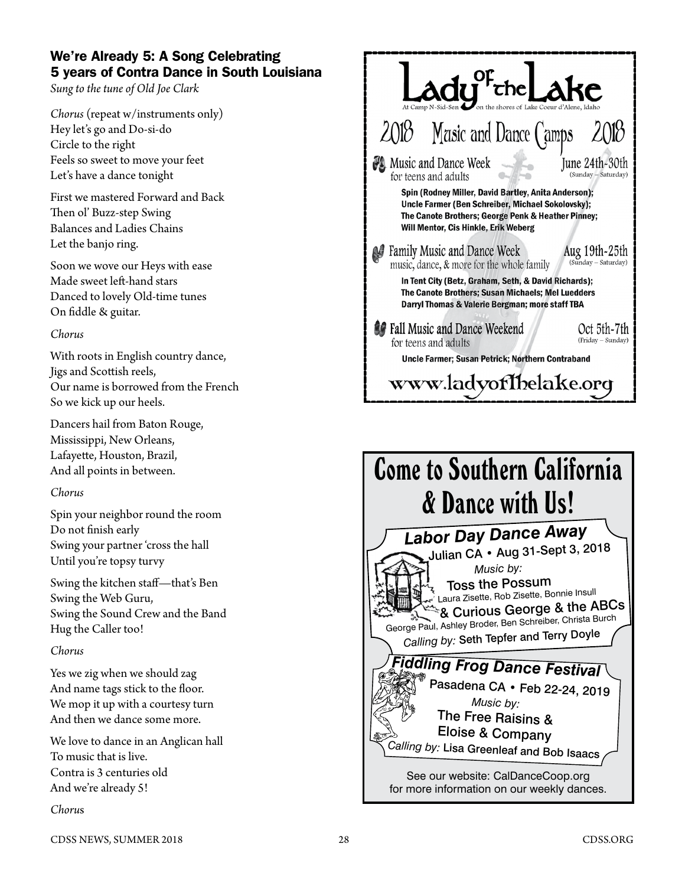## We're Already 5: A Song Celebrating 5 years of Contra Dance in South Louisiana

*Sung to the tune of Old Joe Clark*

*Chorus* (repeat w/instruments only)
Hey let's go and Do-si-do
Circle to the right
Feels so sweet to move your feet
Let's have a dance tonight

First we mastered Forward and Back
Then ol' Buzz-step Swing
Balances and Ladies Chains
Let the banjo ring.

Soon we wove our Heys with ease
Made sweet left-hand stars
Danced to lovely Old-time tunes
On fiddle & guitar.

*Chorus*

With roots in English country dance,
Jigs and Scottish reels,
Our name is borrowed from the French
So we kick up our heels.

Dancers hail from Baton Rouge,
Mississippi, New Orleans,
Lafayette, Houston, Brazil,
And all points in between.

*Chorus*

Spin your neighbor round the room
Do not finish early
Swing your partner 'cross the hall
Until you're topsy turvy

Swing the kitchen staff—that's Ben
Swing the Web Guru,
Swing the Sound Crew and the Band
Hug the Caller too!

*Chorus*

Yes we zig when we should zag
And name tags stick to the floor.
We mop it up with a courtesy turn
And then we dance some more.

We love to dance in an Anglican hall
To music that is live.
Contra is 3 centuries old
And we're already 5!

*Chorus*

---

# Lady of the Lake

At Camp N-Sid-Sen on the shores of Lake Coeur d'Alene, Idaho

## 2018 Music and Dance Camps 2018

**Music and Dance Week** — June 24th-30th (Sunday – Saturday)
for teens and adults

Spin (Rodney Miller, David Bartley, Anita Anderson); Uncle Farmer (Ben Schreiber, Michael Sokolovsky); The Canote Brothers; George Penk & Heather Pinney; Will Mentor, Cis Hinkle, Erik Weberg

**Family Music and Dance Week** — Aug 19th-25th (Sunday – Saturday)
music, dance, & more for the whole family

In Tent City (Betz, Graham, Seth, & David Richards); The Canote Brothers; Susan Michaels; Mel Luedders Darryl Thomas & Valerie Bergman; more staff TBA

**Fall Music and Dance Weekend** — Oct 5th-7th (Friday – Sunday)
for teens and adults

Uncle Farmer; Susan Petrick; Northern Contraband

www.ladyofthelake.org

---

# Come to Southern California & Dance with Us!

## Labor Day Dance Away

Julian CA • Aug 31-Sept 3, 2018

*Music by:*
Toss the Possum
Laura Zisette, Rob Zisette, Bonnie Insull
& Curious George & the ABCs
George Paul, Ashley Broder, Ben Schreiber, Christa Burch

*Calling by:* Seth Tepfer and Terry Doyle

## Fiddling Frog Dance Festival

Pasadena CA • Feb 22-24, 2019

*Music by:*
The Free Raisins &
Eloise & Company

*Calling by:* Lisa Greenleaf and Bob Isaacs

See our website: CalDanceCoop.org for more information on our weekly dances.